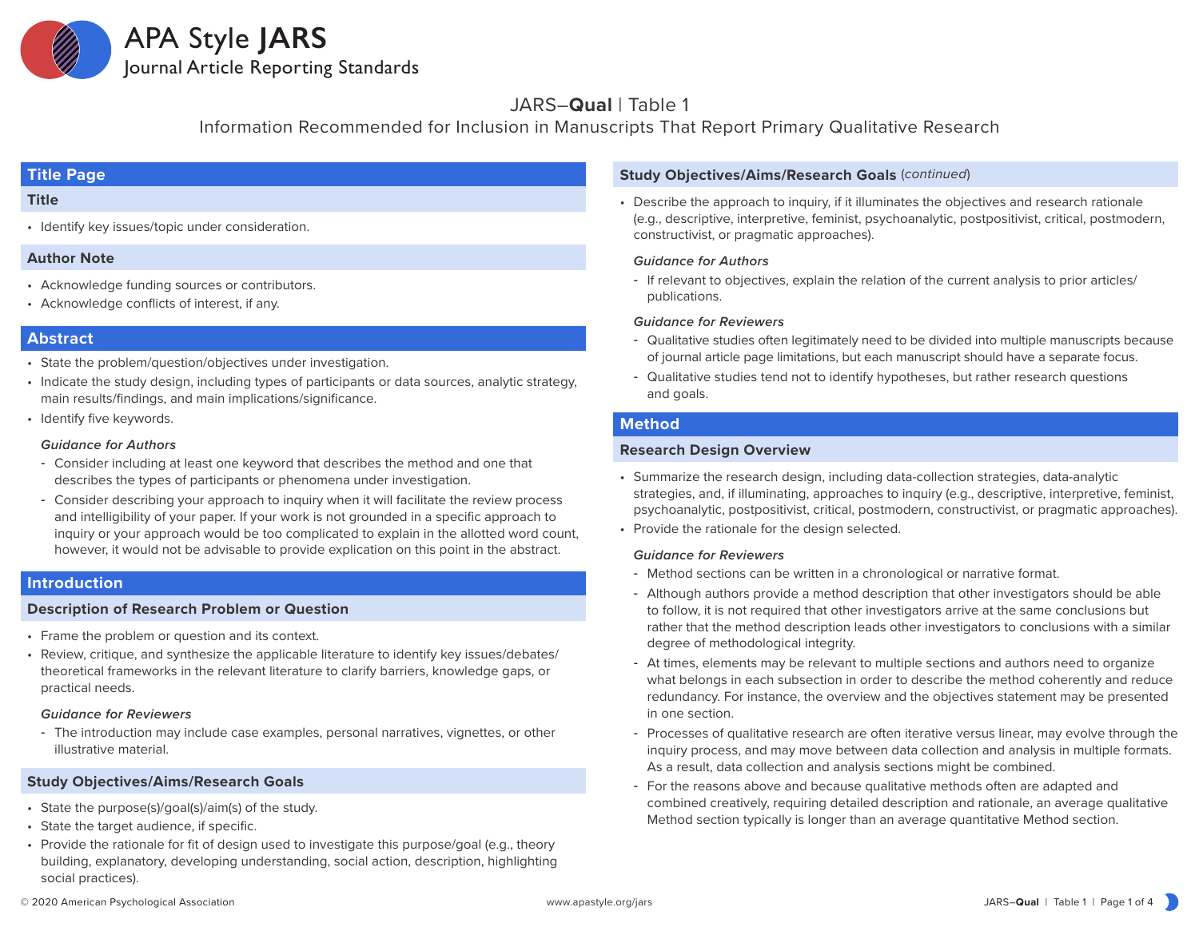# APA Style JARS

Journal Article Reporting Standards

## JARS–**Qual** | Table 1

Information Recommended for Inclusion in Manuscripts That Report Primary Qualitative Research

## Title Page

### Title

- Identify key issues/topic under consideration.

### Author Note

- Acknowledge funding sources or contributors.
- Acknowledge conflicts of interest, if any.

## Abstract

- State the problem/question/objectives under investigation.
- Indicate the study design, including types of participants or data sources, analytic strategy, main results/findings, and main implications/significance.
- Identify five keywords.

*Guidance for Authors*

- Consider including at least one keyword that describes the method and one that describes the types of participants or phenomena under investigation.
- Consider describing your approach to inquiry when it will facilitate the review process and intelligibility of your paper. If your work is not grounded in a specific approach to inquiry or your approach would be too complicated to explain in the allotted word count, however, it would not be advisable to provide explication on this point in the abstract.

## Introduction

### Description of Research Problem or Question

- Frame the problem or question and its context.
- Review, critique, and synthesize the applicable literature to identify key issues/debates/theoretical frameworks in the relevant literature to clarify barriers, knowledge gaps, or practical needs.

*Guidance for Reviewers*

- The introduction may include case examples, personal narratives, vignettes, or other illustrative material.

### Study Objectives/Aims/Research Goals

- State the purpose(s)/goal(s)/aim(s) of the study.
- State the target audience, if specific.
- Provide the rationale for fit of design used to investigate this purpose/goal (e.g., theory building, explanatory, developing understanding, social action, description, highlighting social practices).
- Describe the approach to inquiry, if it illuminates the objectives and research rationale (e.g., descriptive, interpretive, feminist, psychoanalytic, postpositivist, critical, postmodern, constructivist, or pragmatic approaches).

*Guidance for Authors*

- If relevant to objectives, explain the relation of the current analysis to prior articles/publications.

*Guidance for Reviewers*

- Qualitative studies often legitimately need to be divided into multiple manuscripts because of journal article page limitations, but each manuscript should have a separate focus.
- Qualitative studies tend not to identify hypotheses, but rather research questions and goals.

## Method

### Research Design Overview

- Summarize the research design, including data-collection strategies, data-analytic strategies, and, if illuminating, approaches to inquiry (e.g., descriptive, interpretive, feminist, psychoanalytic, postpositivist, critical, postmodern, constructivist, or pragmatic approaches).
- Provide the rationale for the design selected.

*Guidance for Reviewers*

- Method sections can be written in a chronological or narrative format.
- Although authors provide a method description that other investigators should be able to follow, it is not required that other investigators arrive at the same conclusions but rather that the method description leads other investigators to conclusions with a similar degree of methodological integrity.
- At times, elements may be relevant to multiple sections and authors need to organize what belongs in each subsection in order to describe the method coherently and reduce redundancy. For instance, the overview and the objectives statement may be presented in one section.
- Processes of qualitative research are often iterative versus linear, may evolve through the inquiry process, and may move between data collection and analysis in multiple formats. As a result, data collection and analysis sections might be combined.
- For the reasons above and because qualitative methods often are adapted and combined creatively, requiring detailed description and rationale, an average qualitative Method section typically is longer than an average quantitative Method section.

© 2020 American Psychological Association www.apastyle.org/jars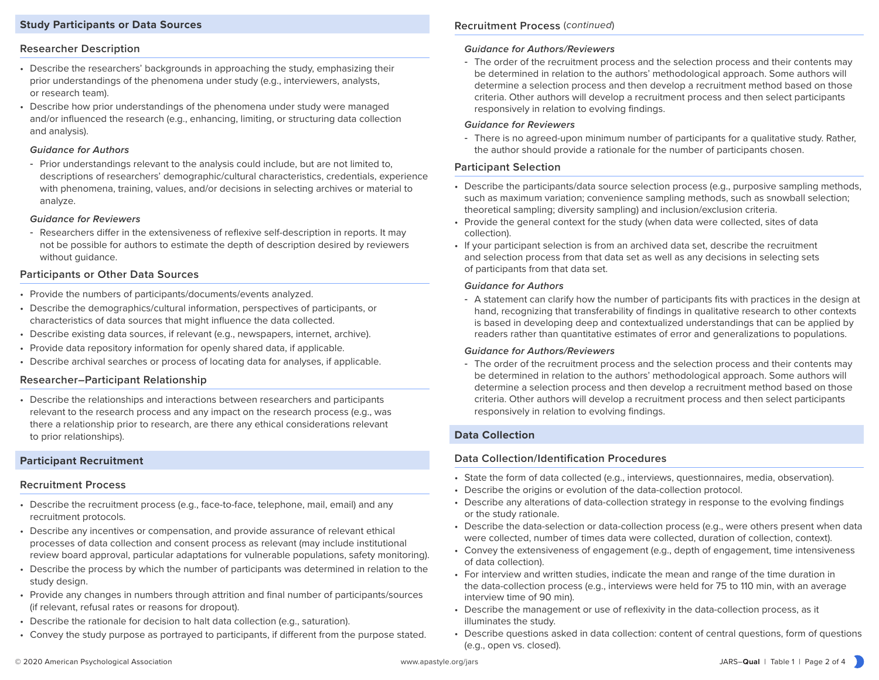## Study Participants or Data Sources

### Researcher Description

- Describe the researchers' backgrounds in approaching the study, emphasizing their prior understandings of the phenomena under study (e.g., interviewers, analysts, or research team).
- Describe how prior understandings of the phenomena under study were managed and/or influenced the research (e.g., enhancing, limiting, or structuring data collection and analysis).

*Guidance for Authors*

- Prior understandings relevant to the analysis could include, but are not limited to, descriptions of researchers' demographic/cultural characteristics, credentials, experience with phenomena, training, values, and/or decisions in selecting archives or material to analyze.

*Guidance for Reviewers*

- Researchers differ in the extensiveness of reflexive self-description in reports. It may not be possible for authors to estimate the depth of description desired by reviewers without guidance.

### Participants or Other Data Sources

- Provide the numbers of participants/documents/events analyzed.
- Describe the demographics/cultural information, perspectives of participants, or characteristics of data sources that might influence the data collected.
- Describe existing data sources, if relevant (e.g., newspapers, internet, archive).
- Provide data repository information for openly shared data, if applicable.
- Describe archival searches or process of locating data for analyses, if applicable.

### Researcher–Participant Relationship

- Describe the relationships and interactions between researchers and participants relevant to the research process and any impact on the research process (e.g., was there a relationship prior to research, are there any ethical considerations relevant to prior relationships).

## Participant Recruitment

### Recruitment Process

- Describe the recruitment process (e.g., face-to-face, telephone, mail, email) and any recruitment protocols.
- Describe any incentives or compensation, and provide assurance of relevant ethical processes of data collection and consent process as relevant (may include institutional review board approval, particular adaptations for vulnerable populations, safety monitoring).
- Describe the process by which the number of participants was determined in relation to the study design.
- Provide any changes in numbers through attrition and final number of participants/sources (if relevant, refusal rates or reasons for dropout).
- Describe the rationale for decision to halt data collection (e.g., saturation).
- Convey the study purpose as portrayed to participants, if different from the purpose stated.

### Recruitment Process (*continued*)

*Guidance for Authors/Reviewers*

- The order of the recruitment process and the selection process and their contents may be determined in relation to the authors' methodological approach. Some authors will determine a selection process and then develop a recruitment method based on those criteria. Other authors will develop a recruitment process and then select participants responsively in relation to evolving findings.

*Guidance for Reviewers*

- There is no agreed-upon minimum number of participants for a qualitative study. Rather, the author should provide a rationale for the number of participants chosen.

### Participant Selection

- Describe the participants/data source selection process (e.g., purposive sampling methods, such as maximum variation; convenience sampling methods, such as snowball selection; theoretical sampling; diversity sampling) and inclusion/exclusion criteria.
- Provide the general context for the study (when data were collected, sites of data collection).
- If your participant selection is from an archived data set, describe the recruitment and selection process from that data set as well as any decisions in selecting sets of participants from that data set.

*Guidance for Authors*

- A statement can clarify how the number of participants fits with practices in the design at hand, recognizing that transferability of findings in qualitative research to other contexts is based in developing deep and contextualized understandings that can be applied by readers rather than quantitative estimates of error and generalizations to populations.

*Guidance for Authors/Reviewers*

- The order of the recruitment process and the selection process and their contents may be determined in relation to the authors' methodological approach. Some authors will determine a selection process and then develop a recruitment method based on those criteria. Other authors will develop a recruitment process and then select participants responsively in relation to evolving findings.

## Data Collection

### Data Collection/Identification Procedures

- State the form of data collected (e.g., interviews, questionnaires, media, observation).
- Describe the origins or evolution of the data-collection protocol.
- Describe any alterations of data-collection strategy in response to the evolving findings or the study rationale.
- Describe the data-selection or data-collection process (e.g., were others present when data were collected, number of times data were collected, duration of collection, context).
- Convey the extensiveness of engagement (e.g., depth of engagement, time intensiveness of data collection).
- For interview and written studies, indicate the mean and range of the time duration in the data-collection process (e.g., interviews were held for 75 to 110 min, with an average interview time of 90 min).
- Describe the management or use of reflexivity in the data-collection process, as it illuminates the study.
- Describe questions asked in data collection: content of central questions, form of questions (e.g., open vs. closed).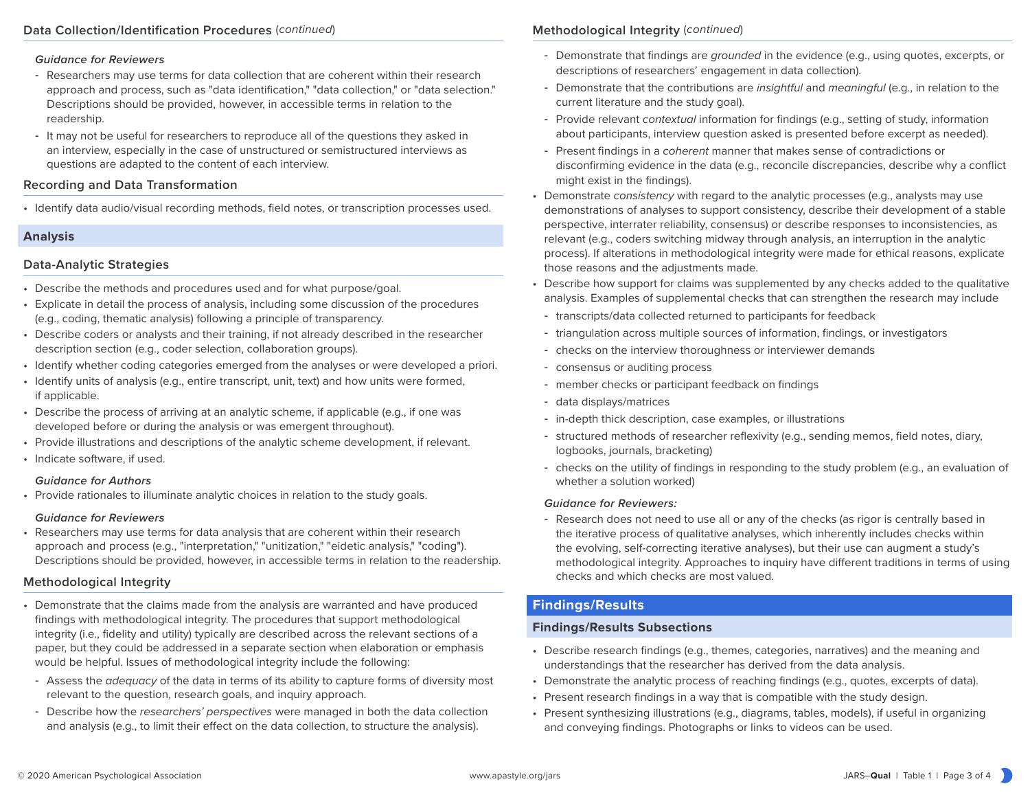### Data Collection/Identification Procedures *(continued)*

*Guidance for Reviewers*

- Researchers may use terms for data collection that are coherent within their research approach and process, such as "data identification," "data collection," or "data selection." Descriptions should be provided, however, in accessible terms in relation to the readership.
- It may not be useful for researchers to reproduce all of the questions they asked in an interview, especially in the case of unstructured or semistructured interviews as questions are adapted to the content of each interview.

### Recording and Data Transformation

- Identify data audio/visual recording methods, field notes, or transcription processes used.

## Analysis

### Data-Analytic Strategies

- Describe the methods and procedures used and for what purpose/goal.
- Explicate in detail the process of analysis, including some discussion of the procedures (e.g., coding, thematic analysis) following a principle of transparency.
- Describe coders or analysts and their training, if not already described in the researcher description section (e.g., coder selection, collaboration groups).
- Identify whether coding categories emerged from the analyses or were developed a priori.
- Identify units of analysis (e.g., entire transcript, unit, text) and how units were formed, if applicable.
- Describe the process of arriving at an analytic scheme, if applicable (e.g., if one was developed before or during the analysis or was emergent throughout).
- Provide illustrations and descriptions of the analytic scheme development, if relevant.
- Indicate software, if used.

*Guidance for Authors*

- Provide rationales to illuminate analytic choices in relation to the study goals.

*Guidance for Reviewers*

- Researchers may use terms for data analysis that are coherent within their research approach and process (e.g., "interpretation," "unitization," "eidetic analysis," "coding"). Descriptions should be provided, however, in accessible terms in relation to the readership.

### Methodological Integrity

- Demonstrate that the claims made from the analysis are warranted and have produced findings with methodological integrity. The procedures that support methodological integrity (i.e., fidelity and utility) typically are described across the relevant sections of a paper, but they could be addressed in a separate section when elaboration or emphasis would be helpful. Issues of methodological integrity include the following:
  - Assess the *adequacy* of the data in terms of its ability to capture forms of diversity most relevant to the question, research goals, and inquiry approach.
  - Describe how the *researchers' perspectives* were managed in both the data collection and analysis (e.g., to limit their effect on the data collection, to structure the analysis).
  - Demonstrate that findings are *grounded* in the evidence (e.g., using quotes, excerpts, or descriptions of researchers' engagement in data collection).
  - Demonstrate that the contributions are *insightful* and *meaningful* (e.g., in relation to the current literature and the study goal).
  - Provide relevant *contextual* information for findings (e.g., setting of study, information about participants, interview question asked is presented before excerpt as needed).
  - Present findings in a *coherent* manner that makes sense of contradictions or disconfirming evidence in the data (e.g., reconcile discrepancies, describe why a conflict might exist in the findings).
- Demonstrate *consistency* with regard to the analytic processes (e.g., analysts may use demonstrations of analyses to support consistency, describe their development of a stable perspective, interrater reliability, consensus) or describe responses to inconsistencies, as relevant (e.g., coders switching midway through analysis, an interruption in the analytic process). If alterations in methodological integrity were made for ethical reasons, explicate those reasons and the adjustments made.
- Describe how support for claims was supplemented by any checks added to the qualitative analysis. Examples of supplemental checks that can strengthen the research may include
  - transcripts/data collected returned to participants for feedback
  - triangulation across multiple sources of information, findings, or investigators
  - checks on the interview thoroughness or interviewer demands
  - consensus or auditing process
  - member checks or participant feedback on findings
  - data displays/matrices
  - in-depth thick description, case examples, or illustrations
  - structured methods of researcher reflexivity (e.g., sending memos, field notes, diary, logbooks, journals, bracketing)
  - checks on the utility of findings in responding to the study problem (e.g., an evaluation of whether a solution worked)

*Guidance for Reviewers:*

- Research does not need to use all or any of the checks (as rigor is centrally based in the iterative process of qualitative analyses, which inherently includes checks within the evolving, self-correcting iterative analyses), but their use can augment a study's methodological integrity. Approaches to inquiry have different traditions in terms of using checks and which checks are most valued.

## Findings/Results

### Findings/Results Subsections

- Describe research findings (e.g., themes, categories, narratives) and the meaning and understandings that the researcher has derived from the data analysis.
- Demonstrate the analytic process of reaching findings (e.g., quotes, excerpts of data).
- Present research findings in a way that is compatible with the study design.
- Present synthesizing illustrations (e.g., diagrams, tables, models), if useful in organizing and conveying findings. Photographs or links to videos can be used.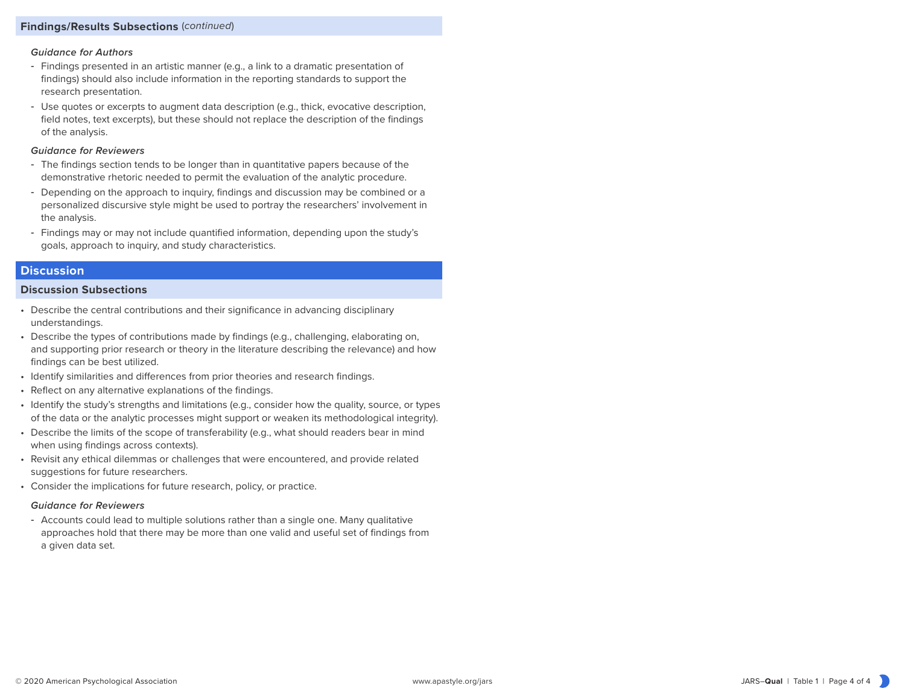### Findings/Results Subsections (*continued*)

*Guidance for Authors*

- Findings presented in an artistic manner (e.g., a link to a dramatic presentation of findings) should also include information in the reporting standards to support the research presentation.
- Use quotes or excerpts to augment data description (e.g., thick, evocative description, field notes, text excerpts), but these should not replace the description of the findings of the analysis.

*Guidance for Reviewers*

- The findings section tends to be longer than in quantitative papers because of the demonstrative rhetoric needed to permit the evaluation of the analytic procedure.
- Depending on the approach to inquiry, findings and discussion may be combined or a personalized discursive style might be used to portray the researchers' involvement in the analysis.
- Findings may or may not include quantified information, depending upon the study's goals, approach to inquiry, and study characteristics.

## Discussion

### Discussion Subsections

- Describe the central contributions and their significance in advancing disciplinary understandings.
- Describe the types of contributions made by findings (e.g., challenging, elaborating on, and supporting prior research or theory in the literature describing the relevance) and how findings can be best utilized.
- Identify similarities and differences from prior theories and research findings.
- Reflect on any alternative explanations of the findings.
- Identify the study's strengths and limitations (e.g., consider how the quality, source, or types of the data or the analytic processes might support or weaken its methodological integrity).
- Describe the limits of the scope of transferability (e.g., what should readers bear in mind when using findings across contexts).
- Revisit any ethical dilemmas or challenges that were encountered, and provide related suggestions for future researchers.
- Consider the implications for future research, policy, or practice.

*Guidance for Reviewers*

- Accounts could lead to multiple solutions rather than a single one. Many qualitative approaches hold that there may be more than one valid and useful set of findings from a given data set.